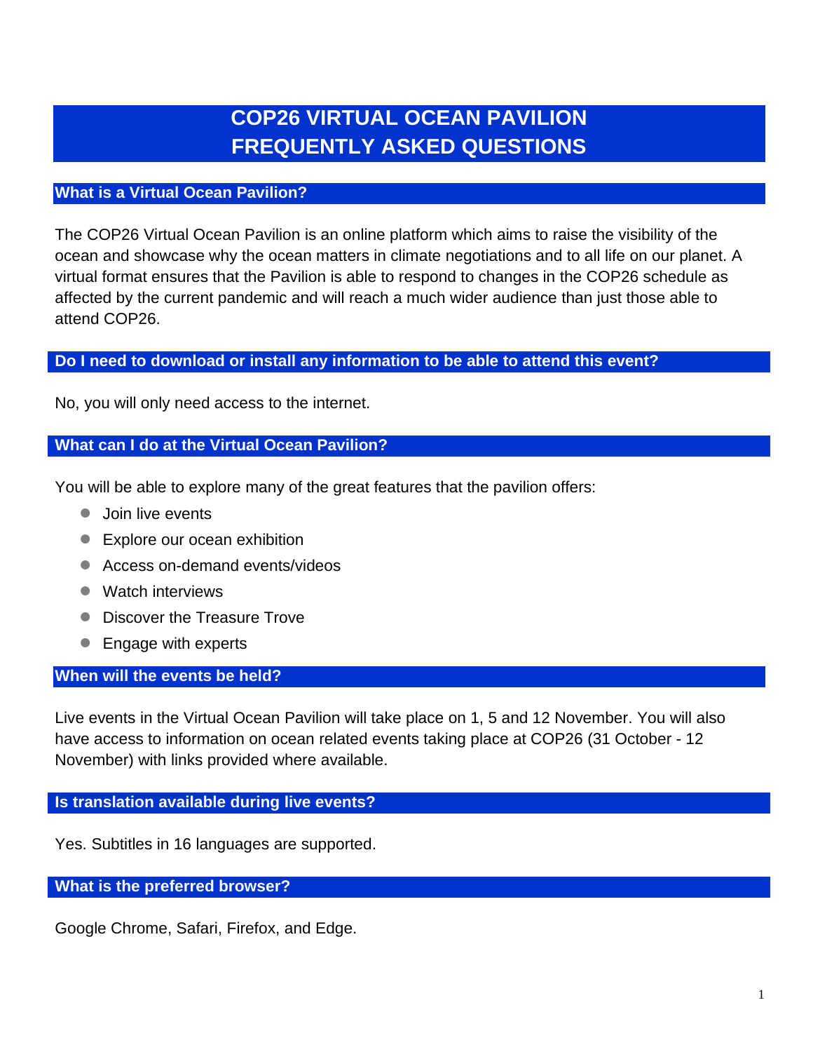# COP26 VIRTUAL OCEAN PAVILION FREQUENTLY ASKED QUESTIONS

## What is a Virtual Ocean Pavilion?

The COP26 Virtual Ocean Pavilion is an online platform which aims to raise the visibility of the ocean and showcase why the ocean matters in climate negotiations and to all life on our planet. A virtual format ensures that the Pavilion is able to respond to changes in the COP26 schedule as affected by the current pandemic and will reach a much wider audience than just those able to attend COP26.

## Do I need to download or install any information to be able to attend this event?

No, you will only need access to the internet.

## What can I do at the Virtual Ocean Pavilion?

You will be able to explore many of the great features that the pavilion offers:

- Join live events
- Explore our ocean exhibition
- Access on-demand events/videos
- Watch interviews
- Discover the Treasure Trove
- Engage with experts

## When will the events be held?

Live events in the Virtual Ocean Pavilion will take place on 1, 5 and 12 November. You will also have access to information on ocean related events taking place at COP26 (31 October - 12 November) with links provided where available.

## Is translation available during live events?

Yes. Subtitles in 16 languages are supported.

## What is the preferred browser?

Google Chrome, Safari, Firefox, and Edge.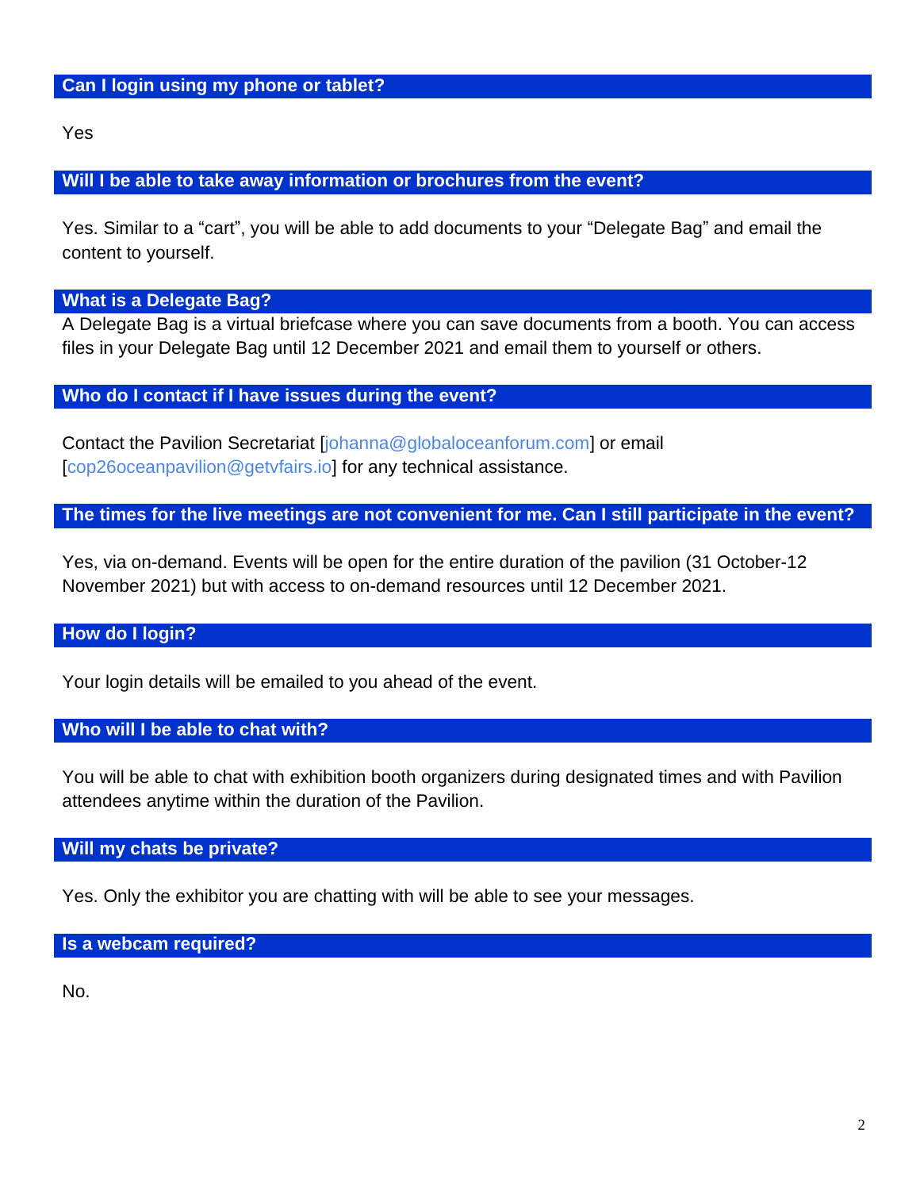### Can I login using my phone or tablet?

Yes

### Will I be able to take away information or brochures from the event?

Yes. Similar to a "cart", you will be able to add documents to your "Delegate Bag" and email the content to yourself.

### What is a Delegate Bag?

A Delegate Bag is a virtual briefcase where you can save documents from a booth. You can access files in your Delegate Bag until 12 December 2021 and email them to yourself or others.

### Who do I contact if I have issues during the event?

Contact the Pavilion Secretariat [johanna@globaloceanforum.com] or email [cop26oceanpavilion@getvfairs.io] for any technical assistance.

### The times for the live meetings are not convenient for me. Can I still participate in the event?

Yes, via on-demand. Events will be open for the entire duration of the pavilion (31 October-12 November 2021) but with access to on-demand resources until 12 December 2021.

### How do I login?

Your login details will be emailed to you ahead of the event.

### Who will I be able to chat with?

You will be able to chat with exhibition booth organizers during designated times and with Pavilion attendees anytime within the duration of the Pavilion.

### Will my chats be private?

Yes. Only the exhibitor you are chatting with will be able to see your messages.

### Is a webcam required?

No.